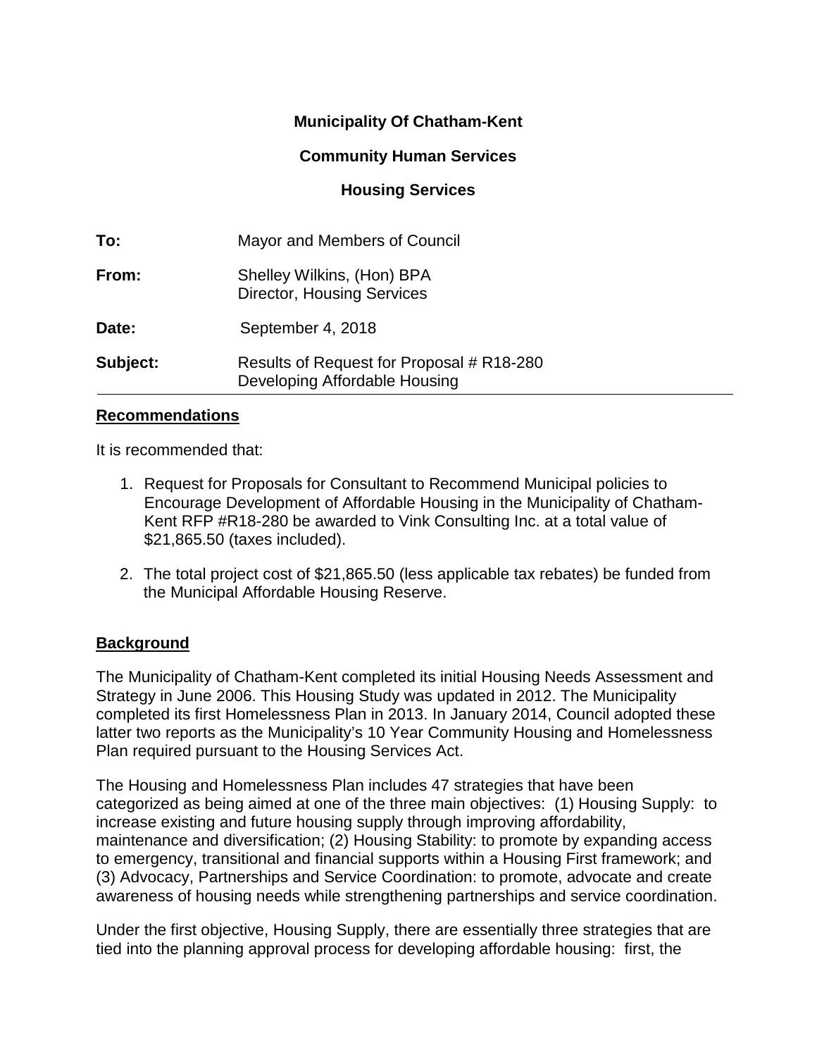**Municipality Of Chatham-Kent**

**Community Human Services**

**Housing Services**

| | |
|---|---|
| **To:** | Mayor and Members of Council |
| **From:** | Shelley Wilkins, (Hon) BPA<br>Director, Housing Services |
| **Date:** | September 4, 2018 |
| **Subject:** | Results of Request for Proposal # R18-280<br>Developing Affordable Housing |

## Recommendations

It is recommended that:

1. Request for Proposals for Consultant to Recommend Municipal policies to Encourage Development of Affordable Housing in the Municipality of Chatham-Kent RFP #R18-280 be awarded to Vink Consulting Inc. at a total value of $21,865.50 (taxes included).

2. The total project cost of $21,865.50 (less applicable tax rebates) be funded from the Municipal Affordable Housing Reserve.

## Background

The Municipality of Chatham-Kent completed its initial Housing Needs Assessment and Strategy in June 2006. This Housing Study was updated in 2012. The Municipality completed its first Homelessness Plan in 2013. In January 2014, Council adopted these latter two reports as the Municipality's 10 Year Community Housing and Homelessness Plan required pursuant to the Housing Services Act.

The Housing and Homelessness Plan includes 47 strategies that have been categorized as being aimed at one of the three main objectives: (1) Housing Supply: to increase existing and future housing supply through improving affordability, maintenance and diversification; (2) Housing Stability: to promote by expanding access to emergency, transitional and financial supports within a Housing First framework; and (3) Advocacy, Partnerships and Service Coordination: to promote, advocate and create awareness of housing needs while strengthening partnerships and service coordination.

Under the first objective, Housing Supply, there are essentially three strategies that are tied into the planning approval process for developing affordable housing: first, the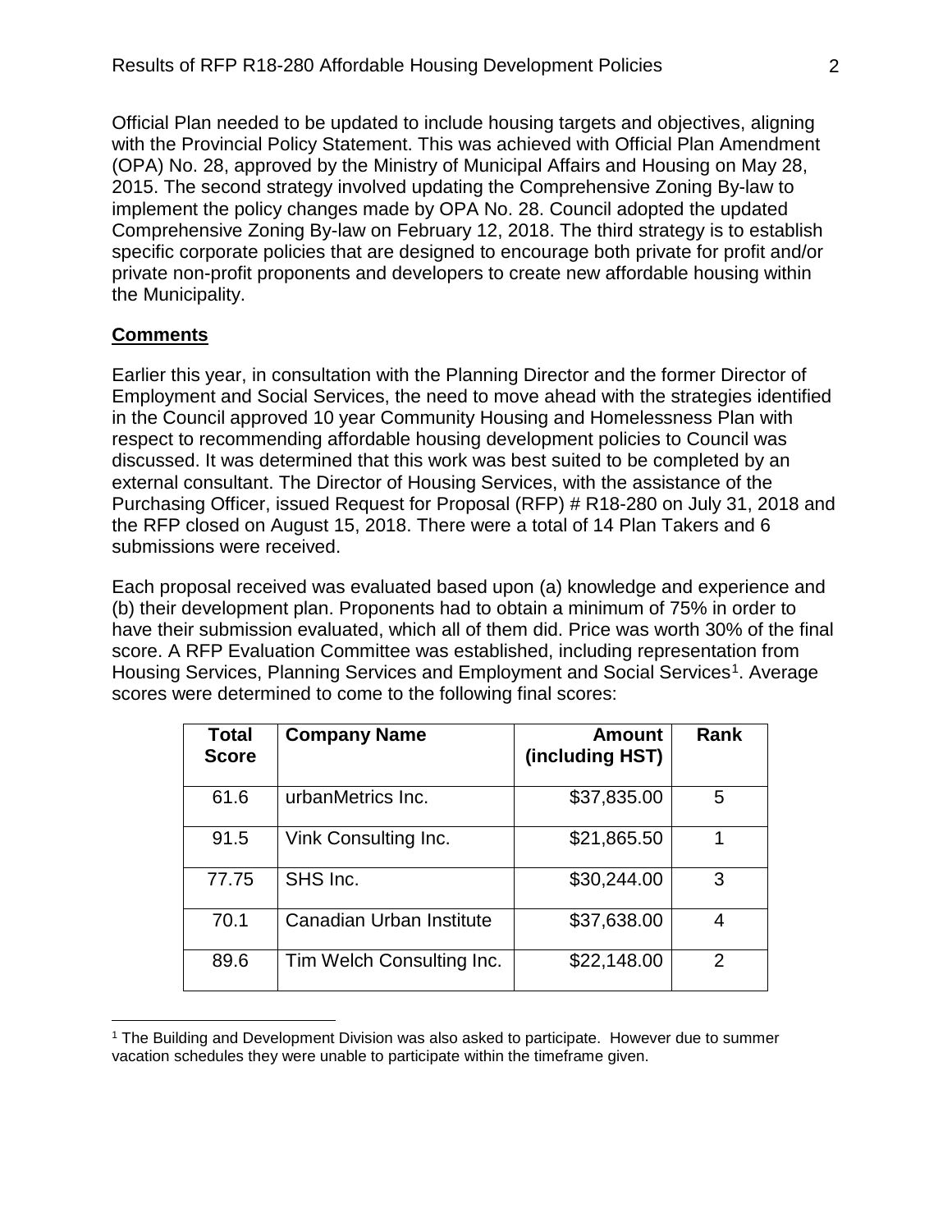Official Plan needed to be updated to include housing targets and objectives, aligning with the Provincial Policy Statement. This was achieved with Official Plan Amendment (OPA) No. 28, approved by the Ministry of Municipal Affairs and Housing on May 28, 2015. The second strategy involved updating the Comprehensive Zoning By-law to implement the policy changes made by OPA No. 28. Council adopted the updated Comprehensive Zoning By-law on February 12, 2018. The third strategy is to establish specific corporate policies that are designed to encourage both private for profit and/or private non-profit proponents and developers to create new affordable housing within the Municipality.

## Comments

Earlier this year, in consultation with the Planning Director and the former Director of Employment and Social Services, the need to move ahead with the strategies identified in the Council approved 10 year Community Housing and Homelessness Plan with respect to recommending affordable housing development policies to Council was discussed. It was determined that this work was best suited to be completed by an external consultant. The Director of Housing Services, with the assistance of the Purchasing Officer, issued Request for Proposal (RFP) # R18-280 on July 31, 2018 and the RFP closed on August 15, 2018. There were a total of 14 Plan Takers and 6 submissions were received.

Each proposal received was evaluated based upon (a) knowledge and experience and (b) their development plan. Proponents had to obtain a minimum of 75% in order to have their submission evaluated, which all of them did. Price was worth 30% of the final score. A RFP Evaluation Committee was established, including representation from Housing Services, Planning Services and Employment and Social Services[1]. Average scores were determined to come to the following final scores:

| Total Score | Company Name | Amount (including HST) | Rank |
|---|---|---|---|
| 61.6 | urbanMetrics Inc. | $37,835.00 | 5 |
| 91.5 | Vink Consulting Inc. | $21,865.50 | 1 |
| 77.75 | SHS Inc. | $30,244.00 | 3 |
| 70.1 | Canadian Urban Institute | $37,638.00 | 4 |
| 89.6 | Tim Welch Consulting Inc. | $22,148.00 | 2 |

[1] The Building and Development Division was also asked to participate. However due to summer vacation schedules they were unable to participate within the timeframe given.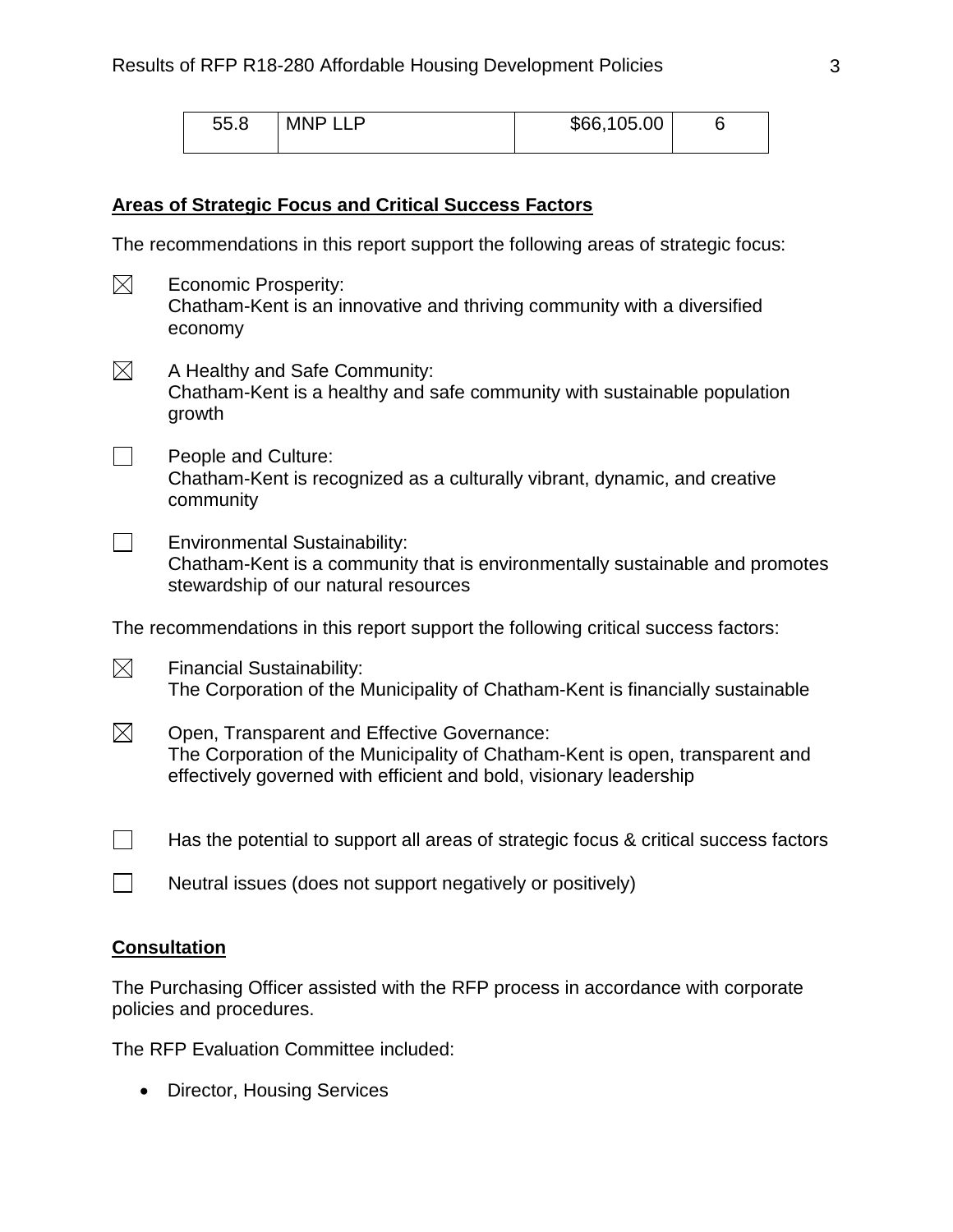| 55.8 | MNP LLP | $66,105.00 | 6 |
|---|---|---|---|

## Areas of Strategic Focus and Critical Success Factors

The recommendations in this report support the following areas of strategic focus:

☒ Economic Prosperity:
Chatham-Kent is an innovative and thriving community with a diversified economy

☒ A Healthy and Safe Community:
Chatham-Kent is a healthy and safe community with sustainable population growth

☐ People and Culture:
Chatham-Kent is recognized as a culturally vibrant, dynamic, and creative community

☐ Environmental Sustainability:
Chatham-Kent is a community that is environmentally sustainable and promotes stewardship of our natural resources

The recommendations in this report support the following critical success factors:

☒ Financial Sustainability:
The Corporation of the Municipality of Chatham-Kent is financially sustainable

☒ Open, Transparent and Effective Governance:
The Corporation of the Municipality of Chatham-Kent is open, transparent and effectively governed with efficient and bold, visionary leadership

☐ Has the potential to support all areas of strategic focus & critical success factors

☐ Neutral issues (does not support negatively or positively)

## Consultation

The Purchasing Officer assisted with the RFP process in accordance with corporate policies and procedures.

The RFP Evaluation Committee included:

- Director, Housing Services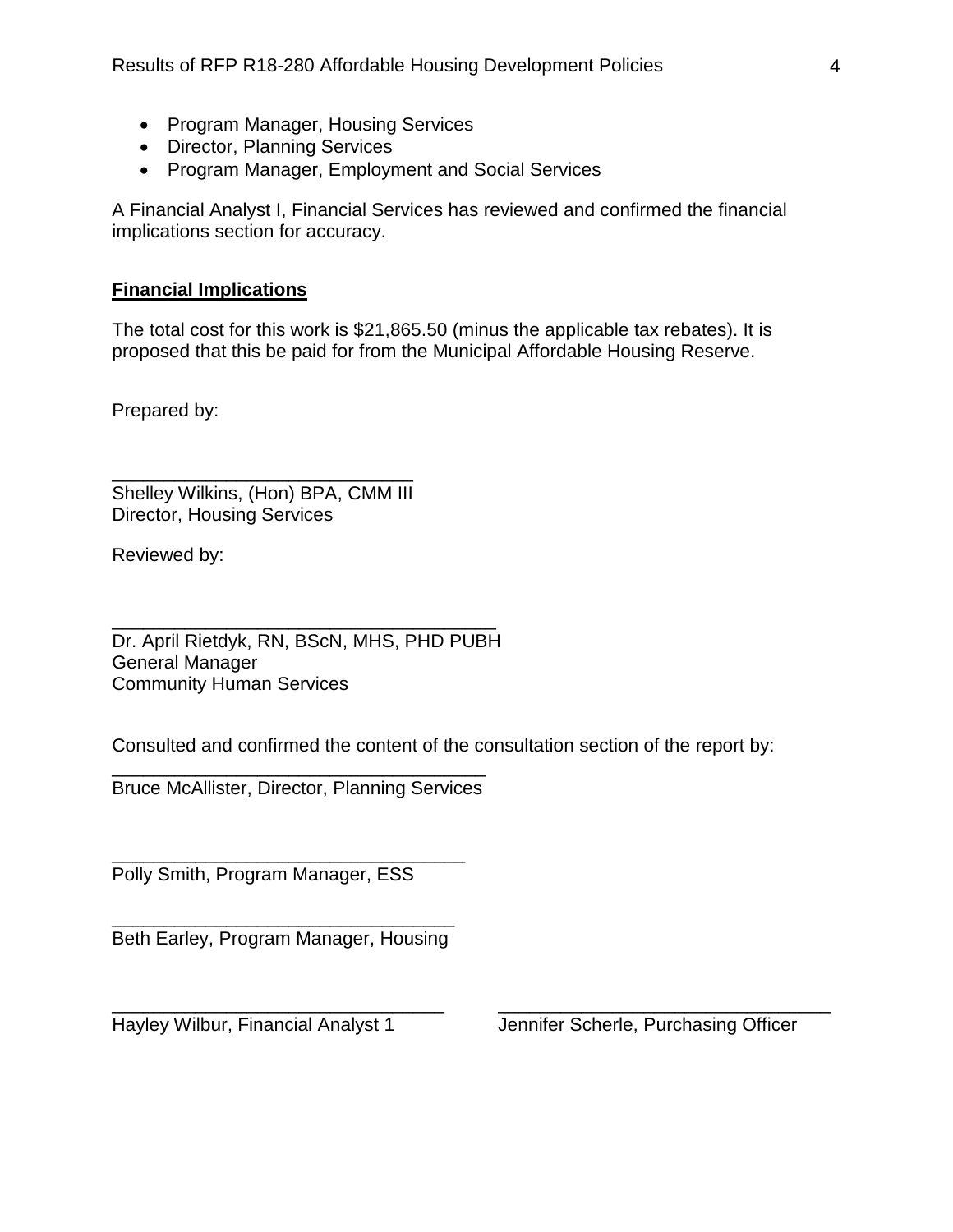- Program Manager, Housing Services
- Director, Planning Services
- Program Manager, Employment and Social Services

A Financial Analyst I, Financial Services has reviewed and confirmed the financial implications section for accuracy.

## Financial Implications

The total cost for this work is $21,865.50 (minus the applicable tax rebates). It is proposed that this be paid for from the Municipal Affordable Housing Reserve.

Prepared by:

_____________________________
Shelley Wilkins, (Hon) BPA, CMM III
Director, Housing Services

Reviewed by:

____________________________________
Dr. April Rietdyk, RN, BScN, MHS, PHD PUBH
General Manager
Community Human Services

Consulted and confirmed the content of the consultation section of the report by:

___________________________________
Bruce McAllister, Director, Planning Services

_________________________________
Polly Smith, Program Manager, ESS

________________________________
Beth Earley, Program Manager, Housing

_______________________________
Hayley Wilbur, Financial Analyst 1

_______________________________
Jennifer Scherle, Purchasing Officer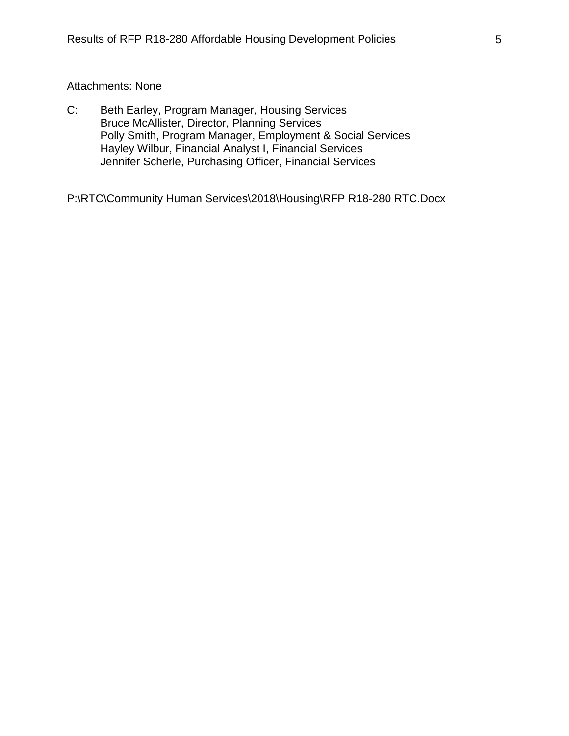Attachments: None

C: Beth Earley, Program Manager, Housing Services
Bruce McAllister, Director, Planning Services
Polly Smith, Program Manager, Employment & Social Services
Hayley Wilbur, Financial Analyst I, Financial Services
Jennifer Scherle, Purchasing Officer, Financial Services

P:\RTC\Community Human Services\2018\Housing\RFP R18-280 RTC.Docx